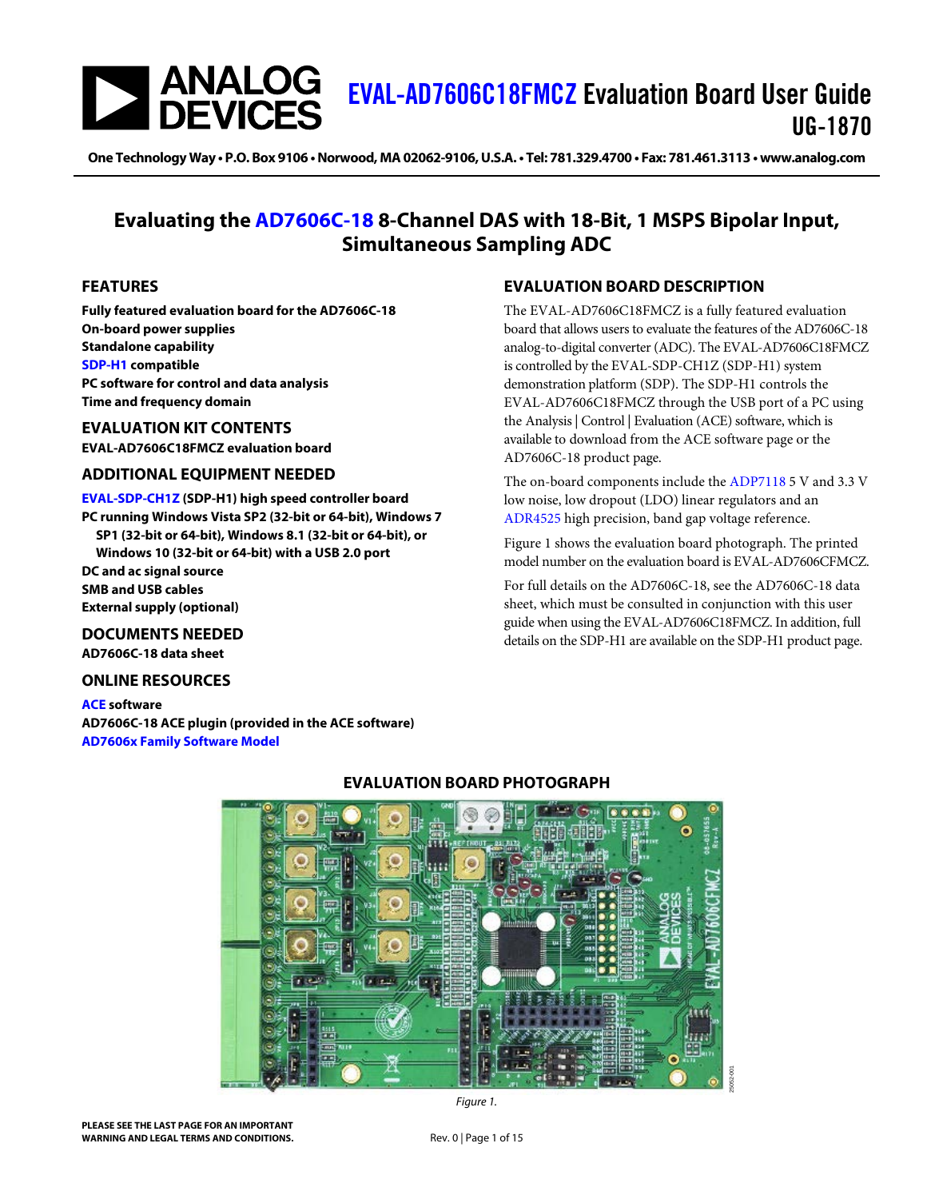# EVAL-AD7606C18FMCZ Evaluation Board User Guide

## UG-1870

One Technology Way • P.O. Box 9106 • Norwood, MA 02062-9106, U.S.A. • Tel: 781.329.4700 • Fax: 781.461.3113 • www.analog.com

## Evaluating the AD7606C-18 8-Channel DAS with 18-Bit, 1 MSPS Bipolar Input, Simultaneous Sampling ADC

### FEATURES

**Fully featured evaluation board for the AD7606C-18**
**On-board power supplies**
**Standalone capability**
**SDP-H1 compatible**
**PC software for control and data analysis**
**Time and frequency domain**

### EVALUATION KIT CONTENTS

**EVAL-AD7606C18FMCZ evaluation board**

### ADDITIONAL EQUIPMENT NEEDED

**EVAL-SDP-CH1Z (SDP-H1) high speed controller board**
**PC running Windows Vista SP2 (32-bit or 64-bit), Windows 7 SP1 (32-bit or 64-bit), Windows 8.1 (32-bit or 64-bit), or Windows 10 (32-bit or 64-bit) with a USB 2.0 port**
**DC and ac signal source**
**SMB and USB cables**
**External supply (optional)**

### DOCUMENTS NEEDED

**AD7606C-18 data sheet**

### ONLINE RESOURCES

**ACE software**
**AD7606C-18 ACE plugin (provided in the ACE software)**
**AD7606x Family Software Model**

### EVALUATION BOARD DESCRIPTION

The EVAL-AD7606C18FMCZ is a fully featured evaluation board that allows users to evaluate the features of the AD7606C-18 analog-to-digital converter (ADC). The EVAL-AD7606C18FMCZ is controlled by the EVAL-SDP-CH1Z (SDP-H1) system demonstration platform (SDP). The SDP-H1 controls the EVAL-AD7606C18FMCZ through the USB port of a PC using the Analysis | Control | Evaluation (ACE) software, which is available to download from the ACE software page or the AD7606C-18 product page.

The on-board components include the ADP7118 5 V and 3.3 V low noise, low dropout (LDO) linear regulators and an ADR4525 high precision, band gap voltage reference.

Figure 1 shows the evaluation board photograph. The printed model number on the evaluation board is EVAL-AD7606CFMCZ.

For full details on the AD7606C-18, see the AD7606C-18 data sheet, which must be consulted in conjunction with this user guide when using the EVAL-AD7606C18FMCZ. In addition, full details on the SDP-H1 are available on the SDP-H1 product page.

### EVALUATION BOARD PHOTOGRAPH

*Figure 1.*

**PLEASE SEE THE LAST PAGE FOR AN IMPORTANT WARNING AND LEGAL TERMS AND CONDITIONS.**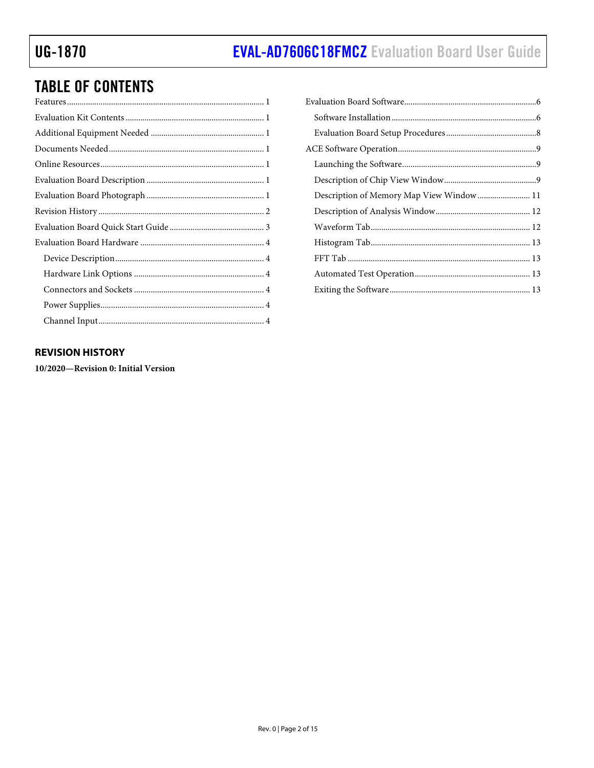## TABLE OF CONTENTS

Features ... 1
Evaluation Kit Contents ... 1
Additional Equipment Needed ... 1
Documents Needed ... 1
Online Resources ... 1
Evaluation Board Description ... 1
Evaluation Board Photograph ... 1
Revision History ... 2
Evaluation Board Quick Start Guide ... 3
Evaluation Board Hardware ... 4
- Device Description ... 4
- Hardware Link Options ... 4
- Connectors and Sockets ... 4
- Power Supplies ... 4
- Channel Input ... 4

Evaluation Board Software ... 6
- Software Installation ... 6
- Evaluation Board Setup Procedures ... 8

ACE Software Operation ... 9
- Launching the Software ... 9
- Description of Chip View Window ... 9
- Description of Memory Map View Window ... 11
- Description of Analysis Window ... 12
- Waveform Tab ... 12
- Histogram Tab ... 13
- FFT Tab ... 13
- Automated Test Operation ... 13
- Exiting the Software ... 13

### REVISION HISTORY

**10/2020—Revision 0: Initial Version**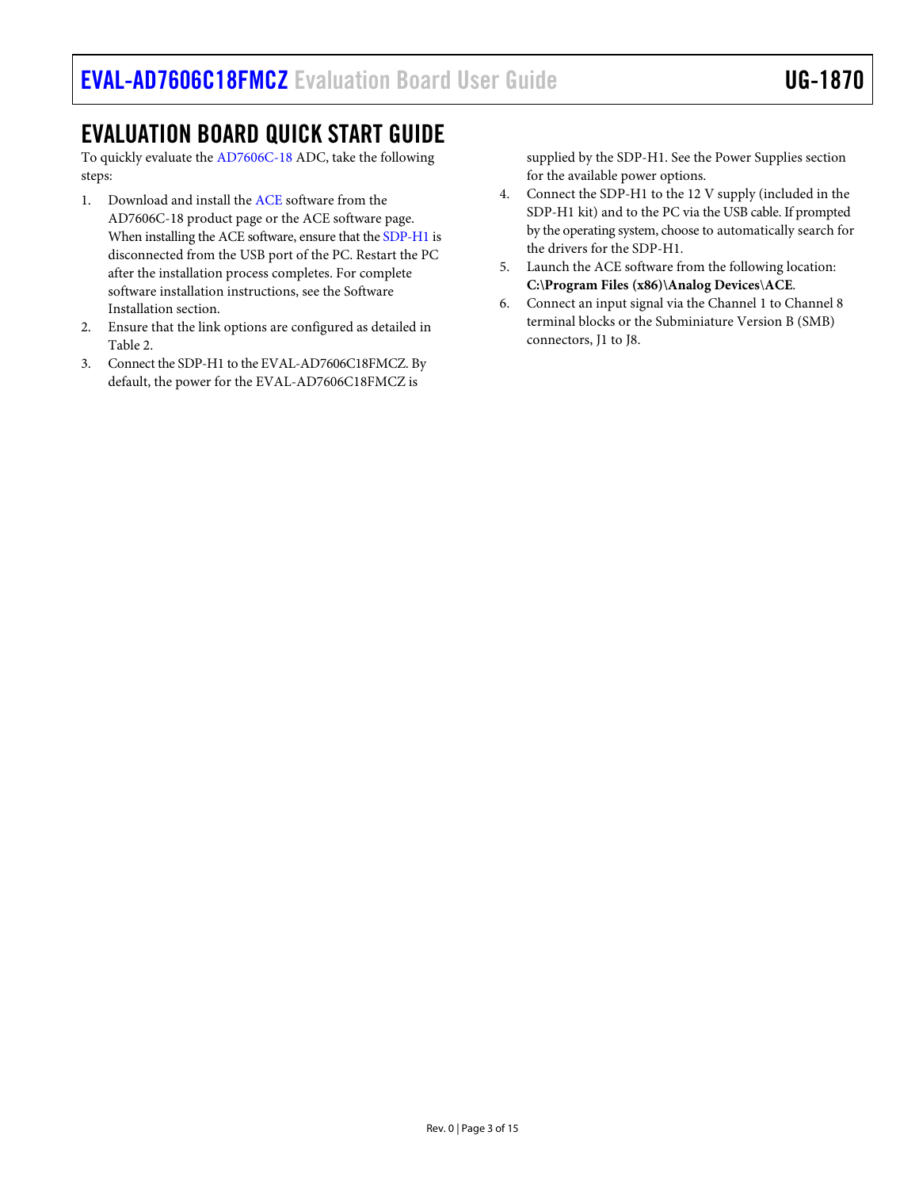## EVALUATION BOARD QUICK START GUIDE

To quickly evaluate the AD7606C-18 ADC, take the following steps:

1. Download and install the ACE software from the AD7606C-18 product page or the ACE software page. When installing the ACE software, ensure that the SDP-H1 is disconnected from the USB port of the PC. Restart the PC after the installation process completes. For complete software installation instructions, see the Software Installation section.
2. Ensure that the link options are configured as detailed in Table 2.
3. Connect the SDP-H1 to the EVAL-AD7606C18FMCZ. By default, the power for the EVAL-AD7606C18FMCZ is supplied by the SDP-H1. See the Power Supplies section for the available power options.
4. Connect the SDP-H1 to the 12 V supply (included in the SDP-H1 kit) and to the PC via the USB cable. If prompted by the operating system, choose to automatically search for the drivers for the SDP-H1.
5. Launch the ACE software from the following location: **C:\Program Files (x86)\Analog Devices\ACE**.
6. Connect an input signal via the Channel 1 to Channel 8 terminal blocks or the Subminiature Version B (SMB) connectors, J1 to J8.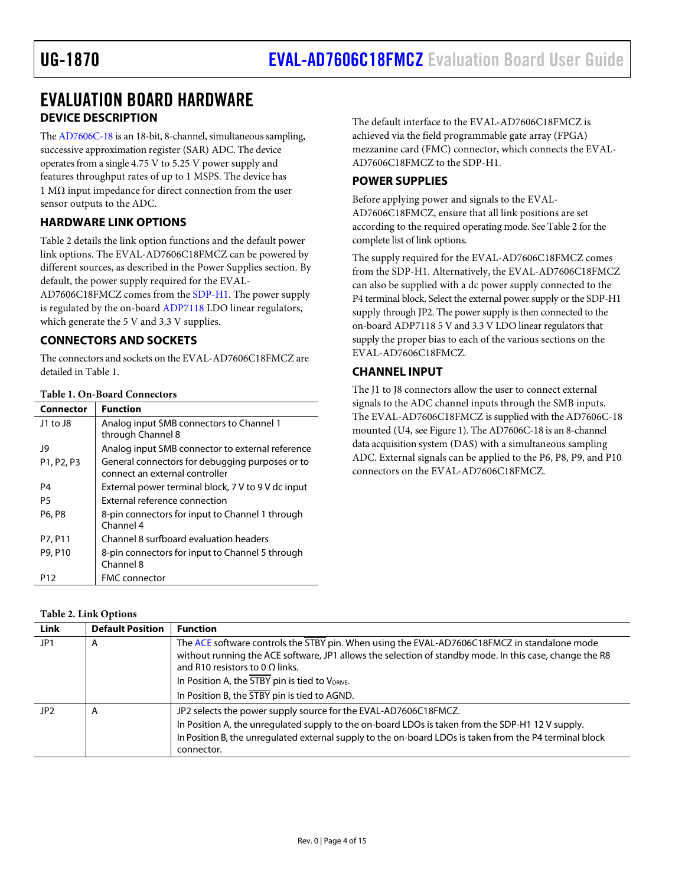# EVALUATION BOARD HARDWARE

## DEVICE DESCRIPTION

The AD7606C-18 is an 18-bit, 8-channel, simultaneous sampling, successive approximation register (SAR) ADC. The device operates from a single 4.75 V to 5.25 V power supply and features throughput rates of up to 1 MSPS. The device has 1 MΩ input impedance for direct connection from the user sensor outputs to the ADC.

## HARDWARE LINK OPTIONS

Table 2 details the link option functions and the default power link options. The EVAL-AD7606C18FMCZ can be powered by different sources, as described in the Power Supplies section. By default, the power supply required for the EVAL-AD7606C18FMCZ comes from the SDP-H1. The power supply is regulated by the on-board ADP7118 LDO linear regulators, which generate the 5 V and 3.3 V supplies.

## CONNECTORS AND SOCKETS

The connectors and sockets on the EVAL-AD7606C18FMCZ are detailed in Table 1.

**Table 1. On-Board Connectors**

| Connector | Function |
|---|---|
| J1 to J8 | Analog input SMB connectors to Channel 1 through Channel 8 |
| J9 | Analog input SMB connector to external reference |
| P1, P2, P3 | General connectors for debugging purposes or to connect an external controller |
| P4 | External power terminal block, 7 V to 9 V dc input |
| P5 | External reference connection |
| P6, P8 | 8-pin connectors for input to Channel 1 through Channel 4 |
| P7, P11 | Channel 8 surfboard evaluation headers |
| P9, P10 | 8-pin connectors for input to Channel 5 through Channel 8 |
| P12 | FMC connector |

The default interface to the EVAL-AD7606C18FMCZ is achieved via the field programmable gate array (FPGA) mezzanine card (FMC) connector, which connects the EVAL-AD7606C18FMCZ to the SDP-H1.

## POWER SUPPLIES

Before applying power and signals to the EVAL-AD7606C18FMCZ, ensure that all link positions are set according to the required operating mode. See Table 2 for the complete list of link options.

The supply required for the EVAL-AD7606C18FMCZ comes from the SDP-H1. Alternatively, the EVAL-AD7606C18FMCZ can also be supplied with a dc power supply connected to the P4 terminal block. Select the external power supply or the SDP-H1 supply through JP2. The power supply is then connected to the on-board ADP7118 5 V and 3.3 V LDO linear regulators that supply the proper bias to each of the various sections on the EVAL-AD7606C18FMCZ.

## CHANNEL INPUT

The J1 to J8 connectors allow the user to connect external signals to the ADC channel inputs through the SMB inputs. The EVAL-AD7606C18FMCZ is supplied with the AD7606C-18 mounted (U4, see Figure 1). The AD7606C-18 is an 8-channel data acquisition system (DAS) with a simultaneous sampling ADC. External signals can be applied to the P6, P8, P9, and P10 connectors on the EVAL-AD7606C18FMCZ.

**Table 2. Link Options**

| Link | Default Position | Function |
|---|---|---|
| JP1 | A | The ACE software controls the $\overline{STBY}$ pin. When using the EVAL-AD7606C18FMCZ in standalone mode without running the ACE software, JP1 allows the selection of standby mode. In this case, change the R8 and R10 resistors to 0 Ω links. In Position A, the $\overline{STBY}$ pin is tied to $V_{DRIVE}$. In Position B, the $\overline{STBY}$ pin is tied to AGND. |
| JP2 | A | JP2 selects the power supply source for the EVAL-AD7606C18FMCZ. In Position A, the unregulated supply to the on-board LDOs is taken from the SDP-H1 12 V supply. In Position B, the unregulated external supply to the on-board LDOs is taken from the P4 terminal block connector. |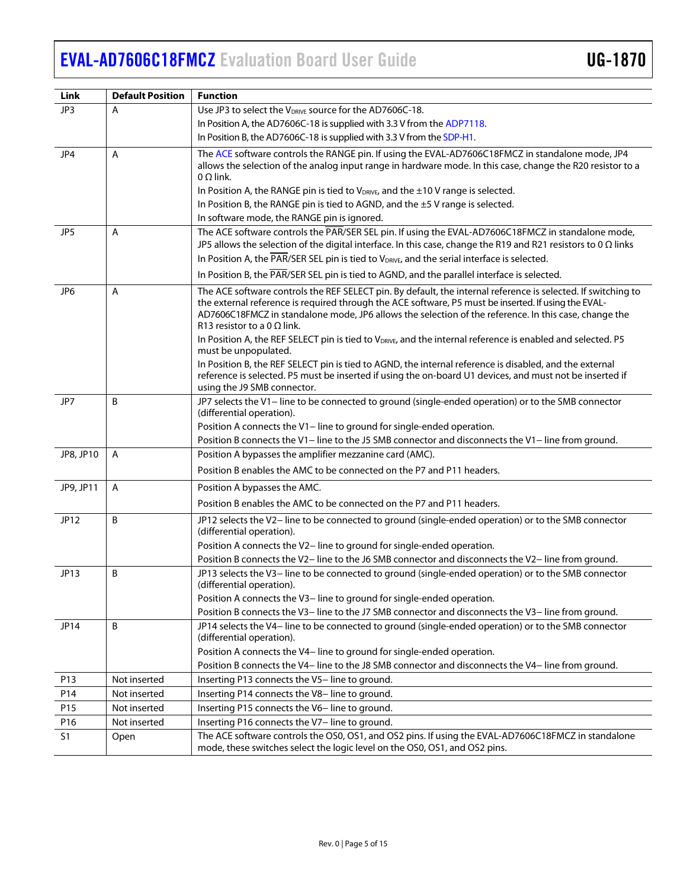| Link | Default Position | Function |
|---|---|---|
| JP3 | A | Use JP3 to select the $V_{DRIVE}$ source for the AD7606C-18.<br>In Position A, the AD7606C-18 is supplied with 3.3 V from the ADP7118.<br>In Position B, the AD7606C-18 is supplied with 3.3 V from the SDP-H1. |
| JP4 | A | The ACE software controls the RANGE pin. If using the EVAL-AD7606C18FMCZ in standalone mode, JP4 allows the selection of the analog input range in hardware mode. In this case, change the R20 resistor to a 0 Ω link.<br>In Position A, the RANGE pin is tied to $V_{DRIVE}$, and the ±10 V range is selected.<br>In Position B, the RANGE pin is tied to AGND, and the ±5 V range is selected.<br>In software mode, the RANGE pin is ignored. |
| JP5 | A | The ACE software controls the $\overline{PAR}$/SER SEL pin. If using the EVAL-AD7606C18FMCZ in standalone mode, JP5 allows the selection of the digital interface. In this case, change the R19 and R21 resistors to 0 Ω links<br>In Position A, the $\overline{PAR}$/SER SEL pin is tied to $V_{DRIVE}$, and the serial interface is selected.<br>In Position B, the $\overline{PAR}$/SER SEL pin is tied to AGND, and the parallel interface is selected. |
| JP6 | A | The ACE software controls the REF SELECT pin. By default, the internal reference is selected. If switching to the external reference is required through the ACE software, P5 must be inserted. If using the EVAL-AD7606C18FMCZ in standalone mode, JP6 allows the selection of the reference. In this case, change the R13 resistor to a 0 Ω link.<br>In Position A, the REF SELECT pin is tied to $V_{DRIVE}$, and the internal reference is enabled and selected. P5 must be unpopulated.<br>In Position B, the REF SELECT pin is tied to AGND, the internal reference is disabled, and the external reference is selected. P5 must be inserted if using the on-board U1 devices, and must not be inserted if using the J9 SMB connector. |
| JP7 | B | JP7 selects the V1− line to be connected to ground (single-ended operation) or to the SMB connector (differential operation).<br>Position A connects the V1− line to ground for single-ended operation.<br>Position B connects the V1− line to the J5 SMB connector and disconnects the V1− line from ground. |
| JP8, JP10 | A | Position A bypasses the amplifier mezzanine card (AMC).<br>Position B enables the AMC to be connected on the P7 and P11 headers. |
| JP9, JP11 | A | Position A bypasses the AMC.<br>Position B enables the AMC to be connected on the P7 and P11 headers. |
| JP12 | B | JP12 selects the V2− line to be connected to ground (single-ended operation) or to the SMB connector (differential operation).<br>Position A connects the V2− line to ground for single-ended operation.<br>Position B connects the V2− line to the J6 SMB connector and disconnects the V2− line from ground. |
| JP13 | B | JP13 selects the V3− line to be connected to ground (single-ended operation) or to the SMB connector (differential operation).<br>Position A connects the V3− line to ground for single-ended operation.<br>Position B connects the V3− line to the J7 SMB connector and disconnects the V3− line from ground. |
| JP14 | B | JP14 selects the V4− line to be connected to ground (single-ended operation) or to the SMB connector (differential operation).<br>Position A connects the V4− line to ground for single-ended operation.<br>Position B connects the V4− line to the J8 SMB connector and disconnects the V4− line from ground. |
| P13 | Not inserted | Inserting P13 connects the V5− line to ground. |
| P14 | Not inserted | Inserting P14 connects the V8− line to ground. |
| P15 | Not inserted | Inserting P15 connects the V6− line to ground. |
| P16 | Not inserted | Inserting P16 connects the V7− line to ground. |
| S1 | Open | The ACE software controls the OS0, OS1, and OS2 pins. If using the EVAL-AD7606C18FMCZ in standalone mode, these switches select the logic level on the OS0, OS1, and OS2 pins. |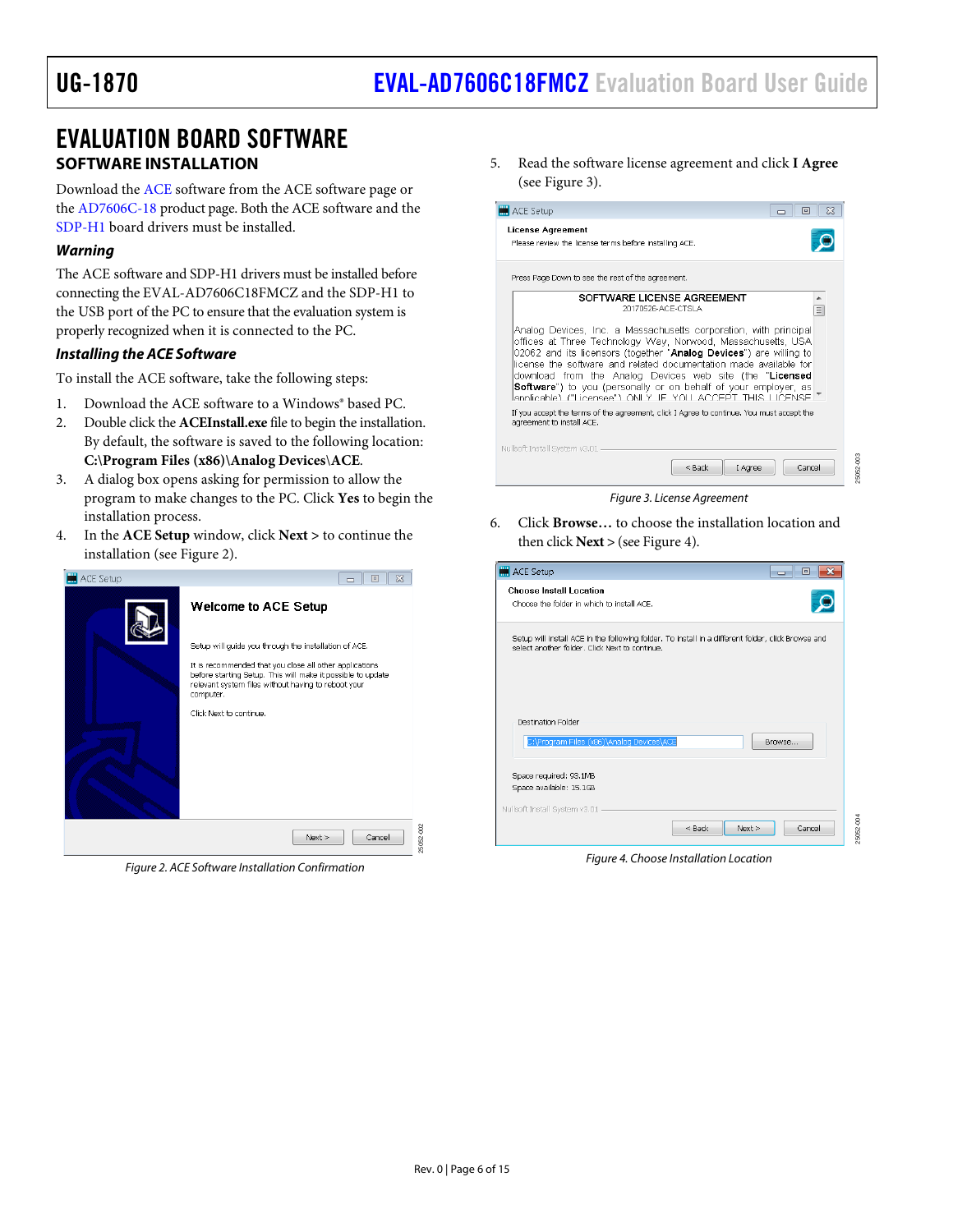# EVALUATION BOARD SOFTWARE

## SOFTWARE INSTALLATION

Download the ACE software from the ACE software page or the AD7606C-18 product page. Both the ACE software and the SDP-H1 board drivers must be installed.

### *Warning*

The ACE software and SDP-H1 drivers must be installed before connecting the EVAL-AD7606C18FMCZ and the SDP-H1 to the USB port of the PC to ensure that the evaluation system is properly recognized when it is connected to the PC.

### *Installing the ACE Software*

To install the ACE software, take the following steps:

1. Download the ACE software to a Windows® based PC.
2. Double click the **ACEInstall.exe** file to begin the installation. By default, the software is saved to the following location: **C:\Program Files (x86)\Analog Devices\ACE**.
3. A dialog box opens asking for permission to allow the program to make changes to the PC. Click **Yes** to begin the installation process.
4. In the **ACE Setup** window, click **Next >** to continue the installation (see Figure 2).

*Figure 2. ACE Software Installation Confirmation*

5. Read the software license agreement and click **I Agree** (see Figure 3).

*Figure 3. License Agreement*

6. Click **Browse…** to choose the installation location and then click **Next >** (see Figure 4).

*Figure 4. Choose Install Location*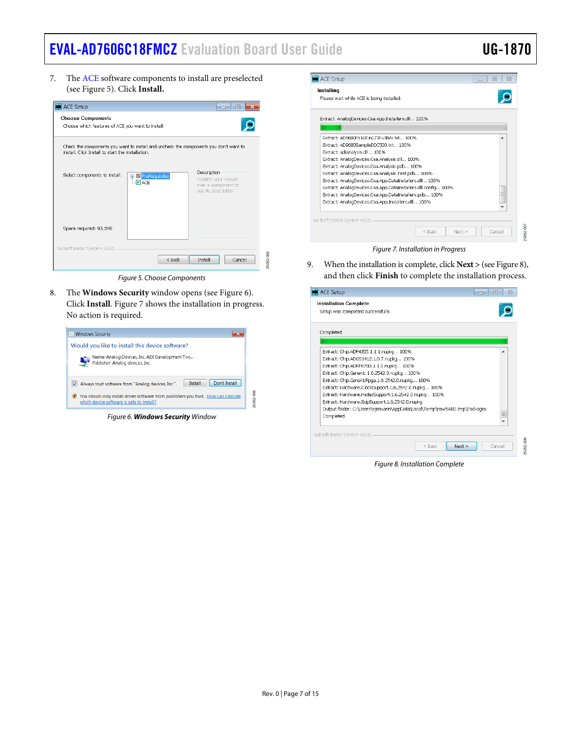7. The ACE software components to install are preselected (see Figure 5). Click **Install.**

Figure 5. Choose Components

8. The **Windows Security** window opens (see Figure 6). Click **Install**. Figure 7 shows the installation in progress. No action is required.

Figure 6. ***Windows Security*** Window

Figure 7. Installation in Progress

9. When the installation is complete, click **Next** > (see Figure 8), and then click **Finish** to complete the installation process.

Figure 8. Installation Complete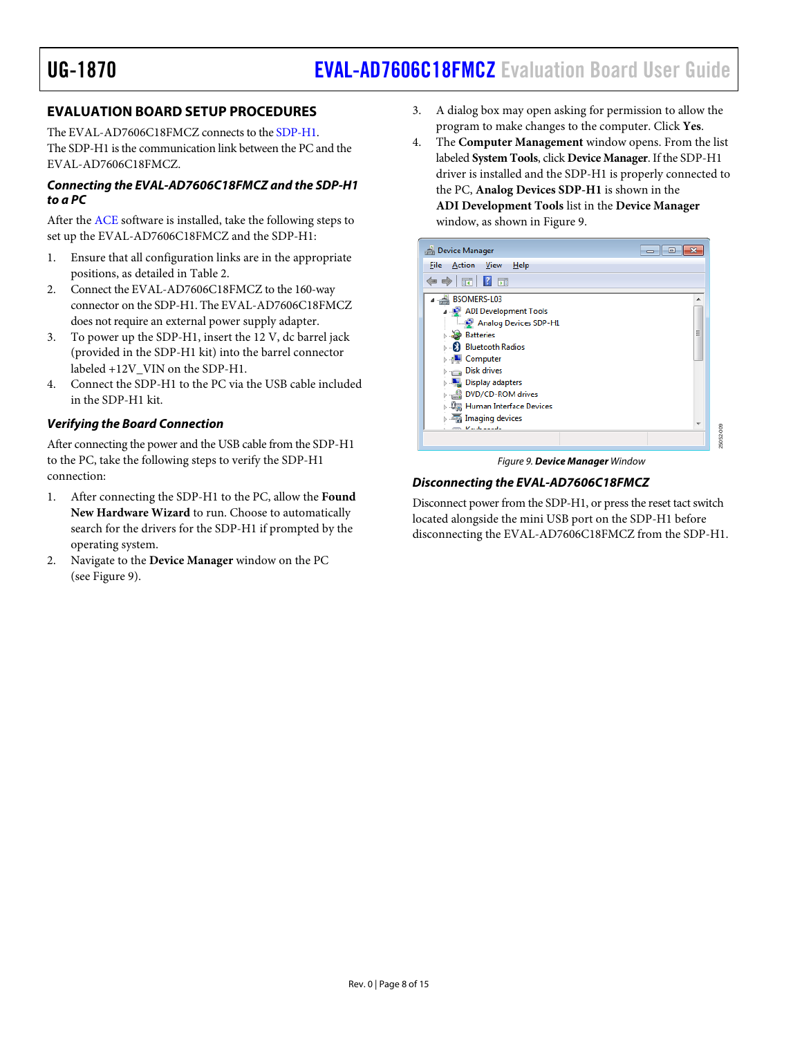## EVALUATION BOARD SETUP PROCEDURES

The EVAL-AD7606C18FMCZ connects to the SDP-H1. The SDP-H1 is the communication link between the PC and the EVAL-AD7606C18FMCZ.

### *Connecting the EVAL-AD7606C18FMCZ and the SDP-H1 to a PC*

After the ACE software is installed, take the following steps to set up the EVAL-AD7606C18FMCZ and the SDP-H1:

1. Ensure that all configuration links are in the appropriate positions, as detailed in Table 2.
2. Connect the EVAL-AD7606C18FMCZ to the 160-way connector on the SDP-H1. The EVAL-AD7606C18FMCZ does not require an external power supply adapter.
3. To power up the SDP-H1, insert the 12 V, dc barrel jack (provided in the SDP-H1 kit) into the barrel connector labeled +12V_VIN on the SDP-H1.
4. Connect the SDP-H1 to the PC via the USB cable included in the SDP-H1 kit.

### *Verifying the Board Connection*

After connecting the power and the USB cable from the SDP-H1 to the PC, take the following steps to verify the SDP-H1 connection:

1. After connecting the SDP-H1 to the PC, allow the **Found New Hardware Wizard** to run. Choose to automatically search for the drivers for the SDP-H1 if prompted by the operating system.
2. Navigate to the **Device Manager** window on the PC (see Figure 9).
3. A dialog box may open asking for permission to allow the program to make changes to the computer. Click **Yes**.
4. The **Computer Management** window opens. From the list labeled **System Tools**, click **Device Manager**. If the SDP-H1 driver is installed and the SDP-H1 is properly connected to the PC, **Analog Devices SDP-H1** is shown in the **ADI Development Tools** list in the **Device Manager** window, as shown in Figure 9.

*Figure 9.* ***Device Manager*** *Window*

### *Disconnecting the EVAL-AD7606C18FMCZ*

Disconnect power from the SDP-H1, or press the reset tact switch located alongside the mini USB port on the SDP-H1 before disconnecting the EVAL-AD7606C18FMCZ from the SDP-H1.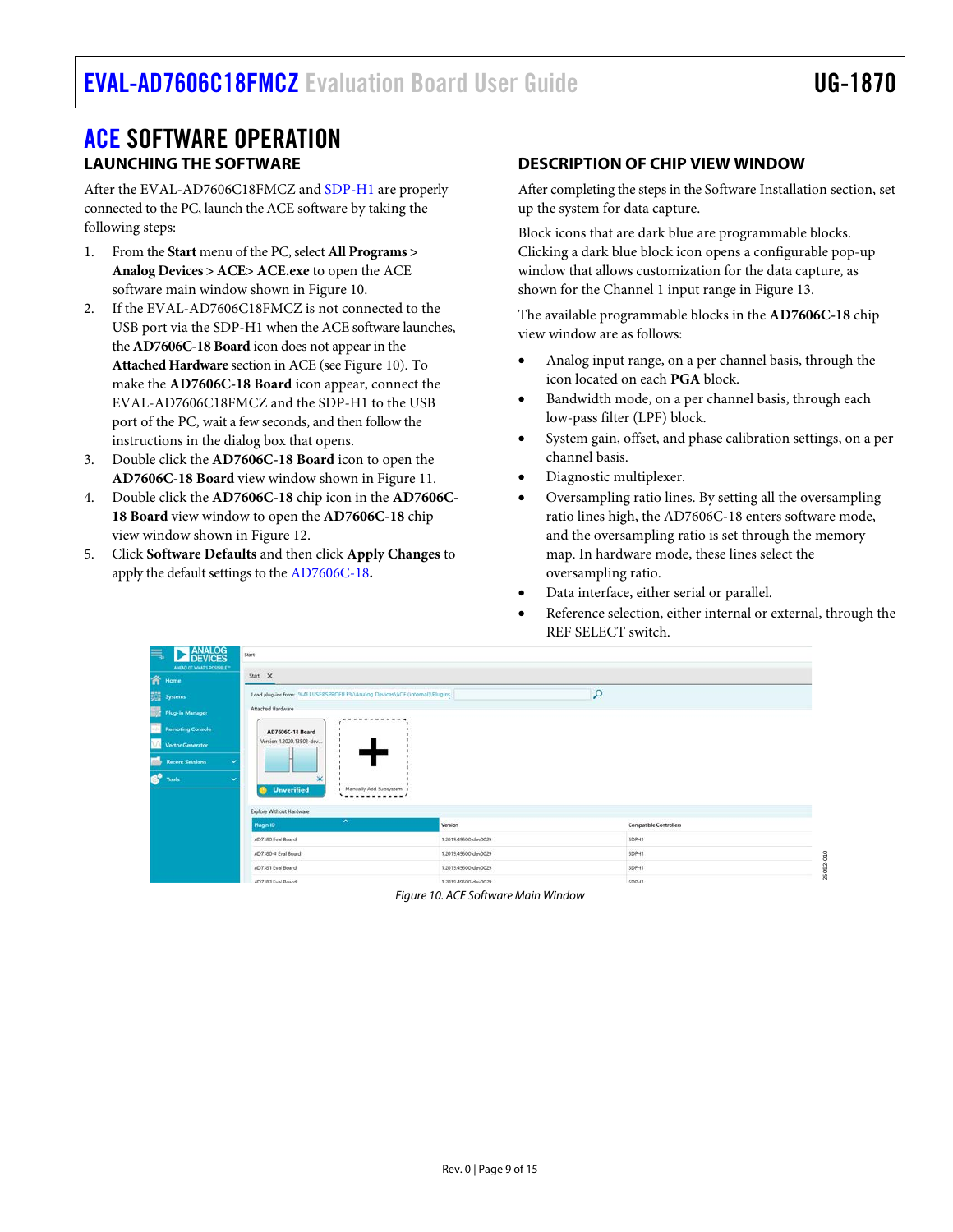# ACE SOFTWARE OPERATION

## LAUNCHING THE SOFTWARE

After the EVAL-AD7606C18FMCZ and SDP-H1 are properly connected to the PC, launch the ACE software by taking the following steps:

1. From the **Start** menu of the PC, select **All Programs** > **Analog Devices** > **ACE**> **ACE.exe** to open the ACE software main window shown in Figure 10.
2. If the EVAL-AD7606C18FMCZ is not connected to the USB port via the SDP-H1 when the ACE software launches, the **AD7606C-18 Board** icon does not appear in the **Attached Hardware** section in ACE (see Figure 10). To make the **AD7606C-18 Board** icon appear, connect the EVAL-AD7606C18FMCZ and the SDP-H1 to the USB port of the PC, wait a few seconds, and then follow the instructions in the dialog box that opens.
3. Double click the **AD7606C-18 Board** icon to open the **AD7606C-18 Board** view window shown in Figure 11.
4. Double click the **AD7606C-18** chip icon in the **AD7606C-18 Board** view window to open the **AD7606C-18** chip view window shown in Figure 12.
5. Click **Software Defaults** and then click **Apply Changes** to apply the default settings to the AD7606C-18**.**

## DESCRIPTION OF CHIP VIEW WINDOW

After completing the steps in the Software Installation section, set up the system for data capture.

Block icons that are dark blue are programmable blocks. Clicking a dark blue block icon opens a configurable pop-up window that allows customization for the data capture, as shown for the Channel 1 input range in Figure 13.

The available programmable blocks in the **AD7606C-18** chip view window are as follows:

- Analog input range, on a per channel basis, through the icon located on each **PGA** block.
- Bandwidth mode, on a per channel basis, through each low-pass filter (LPF) block.
- System gain, offset, and phase calibration settings, on a per channel basis.
- Diagnostic multiplexer.
- Oversampling ratio lines. By setting all the oversampling ratio lines high, the AD7606C-18 enters software mode, and the oversampling ratio is set through the memory map. In hardware mode, these lines select the oversampling ratio.
- Data interface, either serial or parallel.
- Reference selection, either internal or external, through the REF SELECT switch.

*Figure 10. ACE Software Main Window*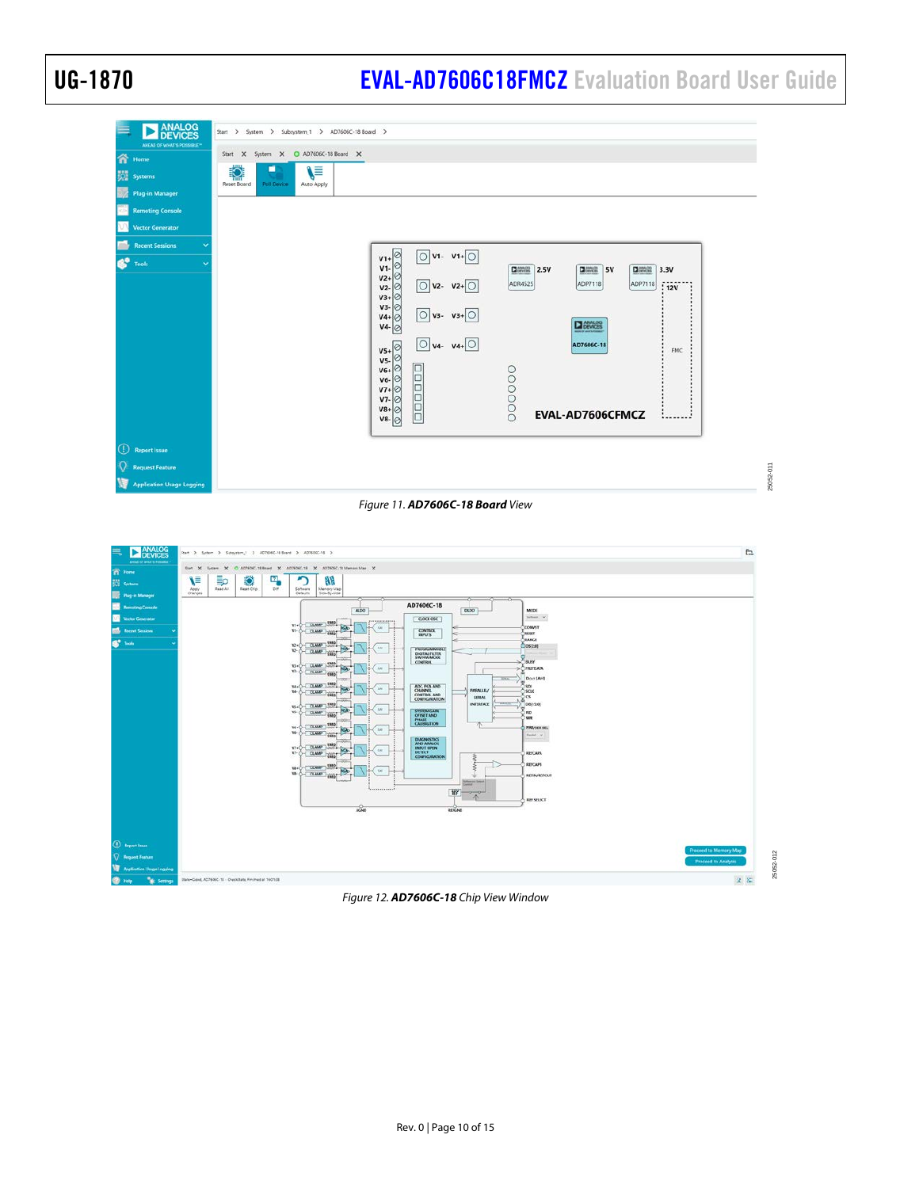Figure 11. ***AD7606C-18 Board*** View

Figure 12. ***AD7606C-18*** Chip View Window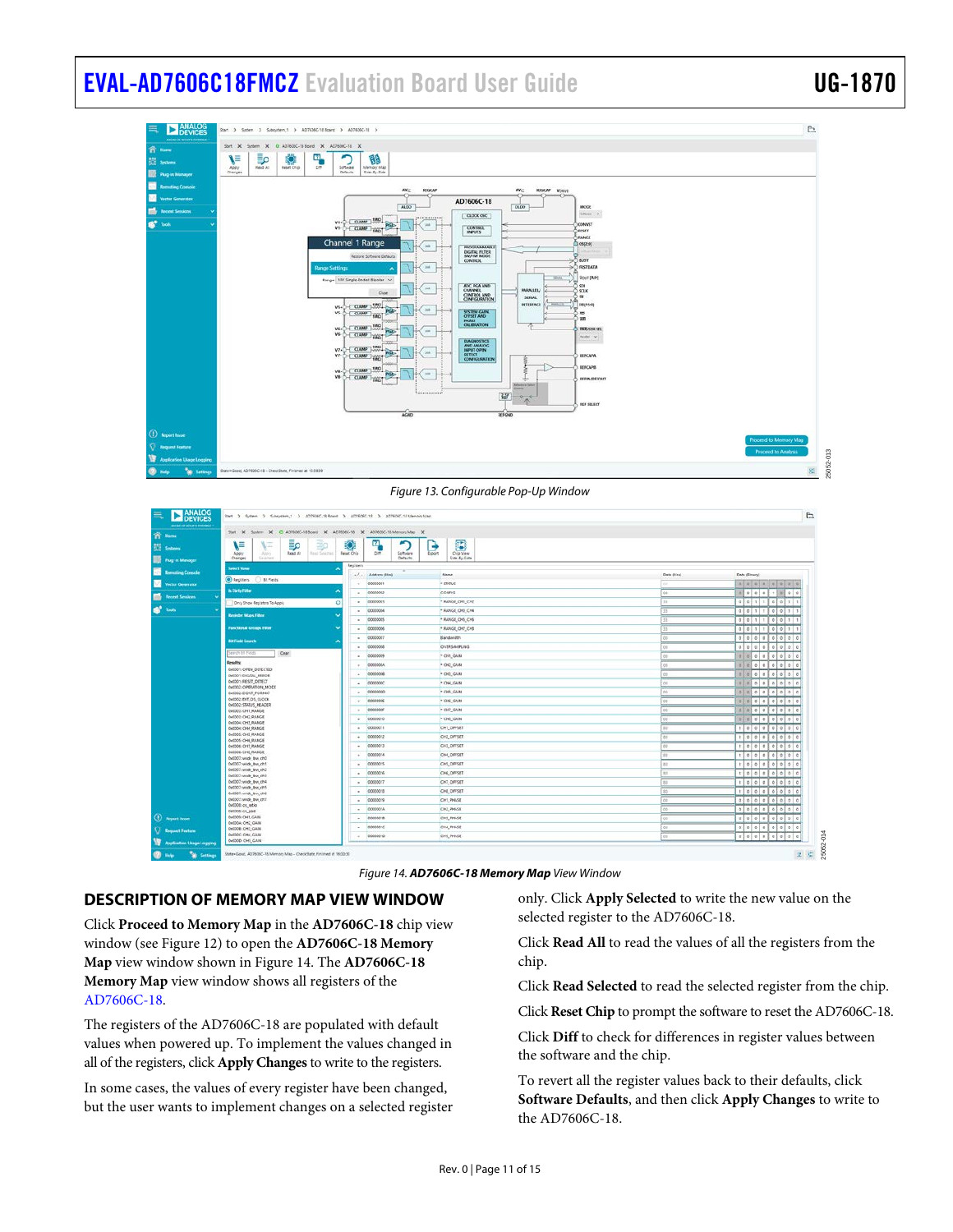Figure 13. Configurable Pop-Up Window

Figure 14. ***AD7606C-18 Memory Map*** *View Window*

## DESCRIPTION OF MEMORY MAP VIEW WINDOW

Click **Proceed to Memory Map** in the **AD7606C-18** chip view window (see Figure 12) to open the **AD7606C-18 Memory Map** view window shown in Figure 14. The **AD7606C-18 Memory Map** view window shows all registers of the AD7606C-18.

The registers of the AD7606C-18 are populated with default values when powered up. To implement the values changed in all of the registers, click **Apply Changes** to write to the registers.

In some cases, the values of every register have been changed, but the user wants to implement changes on a selected register only. Click **Apply Selected** to write the new value on the selected register to the AD7606C-18.

Click **Read All** to read the values of all the registers from the chip.

Click **Read Selected** to read the selected register from the chip.

Click **Reset Chip** to prompt the software to reset the AD7606C-18.

Click **Diff** to check for differences in register values between the software and the chip.

To revert all the register values back to their defaults, click **Software Defaults**, and then click **Apply Changes** to write to the AD7606C-18.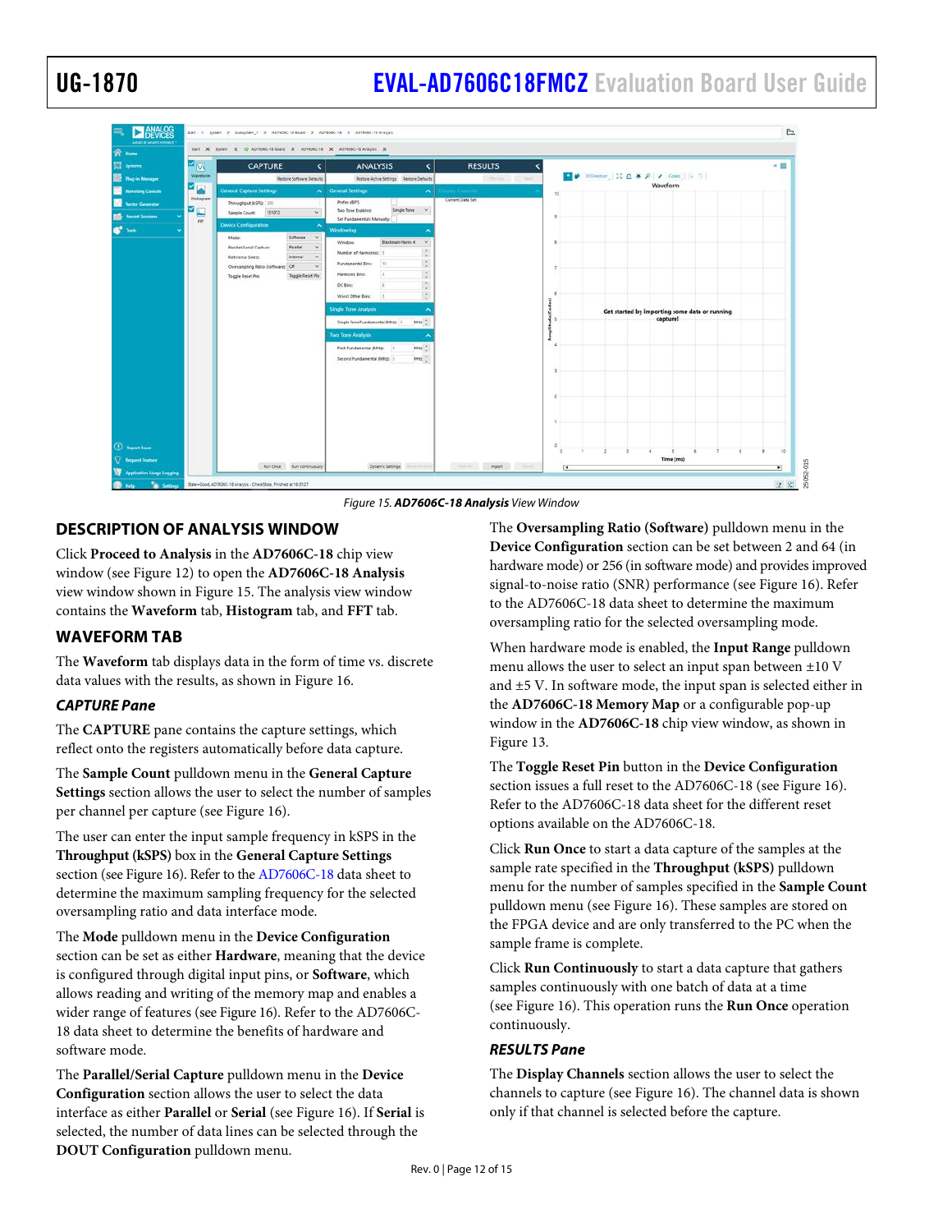Figure 15. ***AD7606C-18 Analysis*** View Window

## DESCRIPTION OF ANALYSIS WINDOW

Click **Proceed to Analysis** in the **AD7606C-18** chip view window (see Figure 12) to open the **AD7606C-18 Analysis** view window shown in Figure 15. The analysis view window contains the **Waveform** tab, **Histogram** tab, and **FFT** tab.

## WAVEFORM TAB

The **Waveform** tab displays data in the form of time vs. discrete data values with the results, as shown in Figure 16.

### *CAPTURE Pane*

The **CAPTURE** pane contains the capture settings, which reflect onto the registers automatically before data capture.

The **Sample Count** pulldown menu in the **General Capture Settings** section allows the user to select the number of samples per channel per capture (see Figure 16).

The user can enter the input sample frequency in kSPS in the **Throughput (kSPS)** box in the **General Capture Settings** section (see Figure 16). Refer to the AD7606C-18 data sheet to determine the maximum sampling frequency for the selected oversampling ratio and data interface mode.

The **Mode** pulldown menu in the **Device Configuration** section can be set as either **Hardware**, meaning that the device is configured through digital input pins, or **Software**, which allows reading and writing of the memory map and enables a wider range of features (see Figure 16). Refer to the AD7606C-18 data sheet to determine the benefits of hardware and software mode.

The **Parallel/Serial Capture** pulldown menu in the **Device Configuration** section allows the user to select the data interface as either **Parallel** or **Serial** (see Figure 16). If **Serial** is selected, the number of data lines can be selected through the **DOUT Configuration** pulldown menu.

The **Oversampling Ratio (Software)** pulldown menu in the **Device Configuration** section can be set between 2 and 64 (in hardware mode) or 256 (in software mode) and provides improved signal-to-noise ratio (SNR) performance (see Figure 16). Refer to the AD7606C-18 data sheet to determine the maximum oversampling ratio for the selected oversampling mode.

When hardware mode is enabled, the **Input Range** pulldown menu allows the user to select an input span between ±10 V and ±5 V. In software mode, the input span is selected either in the **AD7606C-18 Memory Map** or a configurable pop-up window in the **AD7606C-18** chip view window, as shown in Figure 13.

The **Toggle Reset Pin** button in the **Device Configuration** section issues a full reset to the AD7606C-18 (see Figure 16). Refer to the AD7606C-18 data sheet for the different reset options available on the AD7606C-18.

Click **Run Once** to start a data capture of the samples at the sample rate specified in the **Throughput (kSPS)** pulldown menu for the number of samples specified in the **Sample Count** pulldown menu (see Figure 16). These samples are stored on the FPGA device and are only transferred to the PC when the sample frame is complete.

Click **Run Continuously** to start a data capture that gathers samples continuously with one batch of data at a time (see Figure 16). This operation runs the **Run Once** operation continuously.

### *RESULTS Pane*

The **Display Channels** section allows the user to select the channels to capture (see Figure 16). The channel data is shown only if that channel is selected before the capture.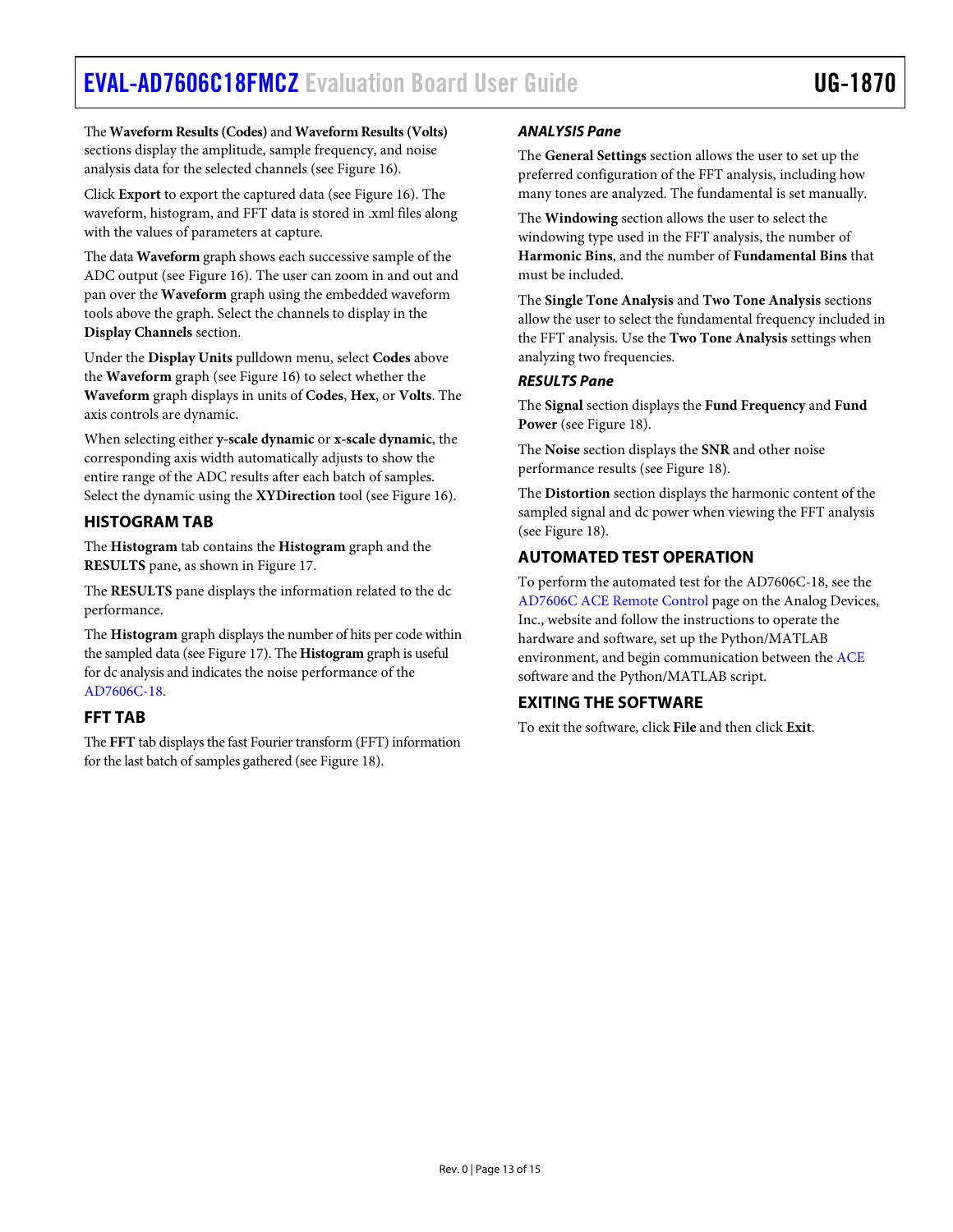The **Waveform Results (Codes)** and **Waveform Results (Volts)** sections display the amplitude, sample frequency, and noise analysis data for the selected channels (see Figure 16).

Click **Export** to export the captured data (see Figure 16). The waveform, histogram, and FFT data is stored in .xml files along with the values of parameters at capture.

The data **Waveform** graph shows each successive sample of the ADC output (see Figure 16). The user can zoom in and out and pan over the **Waveform** graph using the embedded waveform tools above the graph. Select the channels to display in the **Display Channels** section.

Under the **Display Units** pulldown menu, select **Codes** above the **Waveform** graph (see Figure 16) to select whether the **Waveform** graph displays in units of **Codes**, **Hex**, or **Volts**. The axis controls are dynamic.

When selecting either **y-scale dynamic** or **x-scale dynamic**, the corresponding axis width automatically adjusts to show the entire range of the ADC results after each batch of samples. Select the dynamic using the **XYDirection** tool (see Figure 16).

## HISTOGRAM TAB

The **Histogram** tab contains the **Histogram** graph and the **RESULTS** pane, as shown in Figure 17.

The **RESULTS** pane displays the information related to the dc performance.

The **Histogram** graph displays the number of hits per code within the sampled data (see Figure 17). The **Histogram** graph is useful for dc analysis and indicates the noise performance of the AD7606C-18.

## FFT TAB

The **FFT** tab displays the fast Fourier transform (FFT) information for the last batch of samples gathered (see Figure 18).

### *ANALYSIS Pane*

The **General Settings** section allows the user to set up the preferred configuration of the FFT analysis, including how many tones are analyzed. The fundamental is set manually.

The **Windowing** section allows the user to select the windowing type used in the FFT analysis, the number of **Harmonic Bins**, and the number of **Fundamental Bins** that must be included.

The **Single Tone Analysis** and **Two Tone Analysis** sections allow the user to select the fundamental frequency included in the FFT analysis. Use the **Two Tone Analysis** settings when analyzing two frequencies.

### *RESULTS Pane*

The **Signal** section displays the **Fund Frequency** and **Fund Power** (see Figure 18).

The **Noise** section displays the **SNR** and other noise performance results (see Figure 18).

The **Distortion** section displays the harmonic content of the sampled signal and dc power when viewing the FFT analysis (see Figure 18).

## AUTOMATED TEST OPERATION

To perform the automated test for the AD7606C-18, see the AD7606C ACE Remote Control page on the Analog Devices, Inc., website and follow the instructions to operate the hardware and software, set up the Python/MATLAB environment, and begin communication between the ACE software and the Python/MATLAB script.

## EXITING THE SOFTWARE

To exit the software, click **File** and then click **Exit**.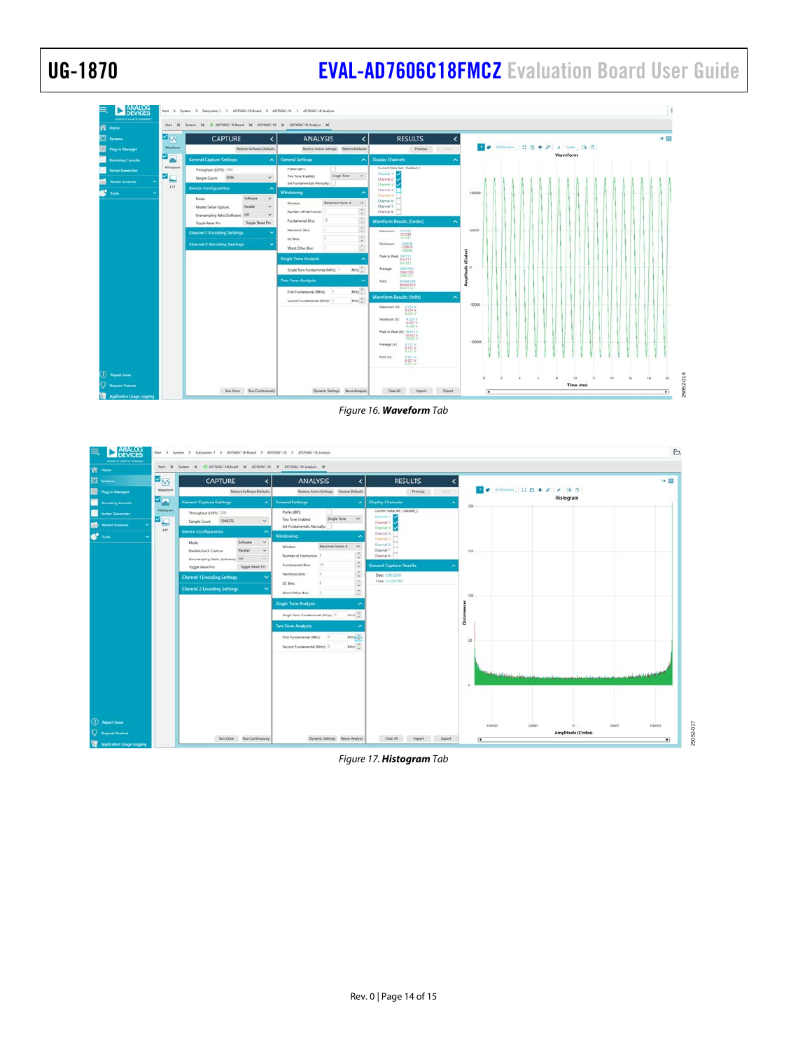Figure 16. ***Waveform*** Tab

Figure 17. ***Histogram*** Tab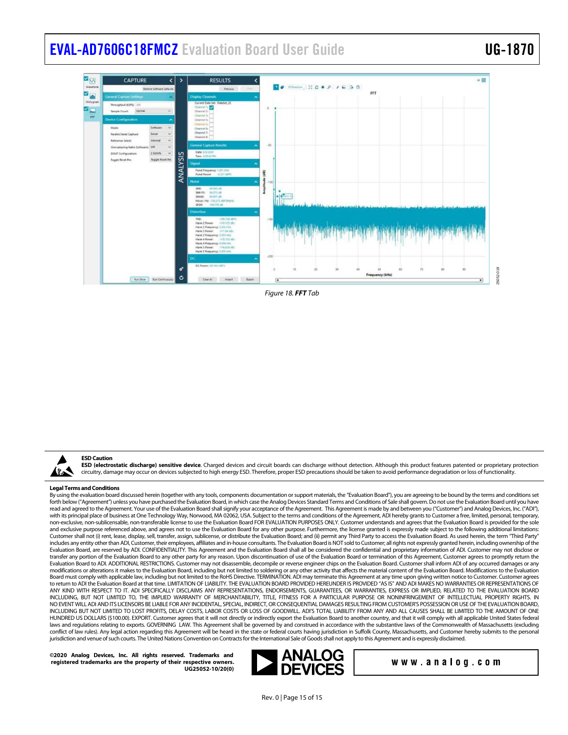Figure 18. ***FFT*** Tab

**ESD Caution**

**ESD (electrostatic discharge) sensitive device**. Charged devices and circuit boards can discharge without detection. Although this product features patented or proprietary protection circuitry, damage may occur on devices subjected to high energy ESD. Therefore, proper ESD precautions should be taken to avoid performance degradation or loss of functionality.

**Legal Terms and Conditions**

By using the evaluation board discussed herein (together with any tools, components documentation or support materials, the "Evaluation Board"), you are agreeing to be bound by the terms and conditions set forth below ("Agreement") unless you have purchased the Evaluation Board, in which case the Analog Devices Standard Terms and Conditions of Sale shall govern. Do not use the Evaluation Board until you have read and agreed to the Agreement. Your use of the Evaluation Board shall signify your acceptance of the Agreement. This Agreement is made by and between you ("Customer") and Analog Devices, Inc. ("ADI"), with its principal place of business at One Technology Way, Norwood, MA 02062, USA. Subject to the terms and conditions of the Agreement, ADI hereby grants to Customer a free, limited, personal, temporary, non-exclusive, non-sublicensable, non-transferable license to use the Evaluation Board FOR EVALUATION PURPOSES ONLY. Customer understands and agrees that the Evaluation Board is provided for the sole and exclusive purpose referenced above, and agrees not to use the Evaluation Board for any other purpose. Furthermore, the license granted is expressly made subject to the following additional limitations: Customer shall not (i) rent, lease, display, sell, transfer, assign, sublicense, or distribute the Evaluation Board; and (ii) permit any Third Party to access the Evaluation Board. As used herein, the term "Third Party" includes any entity other than ADI, Customer, their employees, affiliates and in-house consultants. The Evaluation Board is NOT sold to Customer; all rights not expressly granted herein, including ownership of the Evaluation Board, are reserved by ADI. CONFIDENTIALITY. This Agreement and the Evaluation Board shall all be considered the confidential and proprietary information of ADI. Customer may not disclose or transfer any portion of the Evaluation Board to any other party for any reason. Upon discontinuation of use of the Evaluation Board or termination of this Agreement, Customer agrees to promptly return the Evaluation Board to ADI. ADDITIONAL RESTRICTIONS. Customer may not disassemble, decompile or reverse engineer chips on the Evaluation Board. Customer shall inform ADI of any occurred damages or any modifications or alterations it makes to the Evaluation Board, including but not limited to soldering or any other activity that affects the material content of the Evaluation Board. Modifications to the Evaluation Board must comply with applicable law, including but not limited to the RoHS Directive. TERMINATION. ADI may terminate this Agreement at any time upon giving written notice to Customer. Customer agrees to return to ADI the Evaluation Board at that time. LIMITATION OF LIABILITY. THE EVALUATION BOARD PROVIDED HEREUNDER IS PROVIDED "AS IS" AND ADI MAKES NO WARRANTIES OR REPRESENTATIONS OF ANY KIND WITH RESPECT TO IT. ADI SPECIFICALLY DISCLAIMS ANY REPRESENTATIONS, ENDORSEMENTS, GUARANTEES, OR WARRANTIES, EXPRESS OR IMPLIED, RELATED TO THE EVALUATION BOARD INCLUDING, BUT NOT LIMITED TO, THE IMPLIED WARRANTY OF MERCHANTABILITY, TITLE, FITNESS FOR A PARTICULAR PURPOSE OR NONINFRINGEMENT OF INTELLECTUAL PROPERTY RIGHTS. IN NO EVENT WILL ADI AND ITS LICENSORS BE LIABLE FOR ANY INCIDENTAL, SPECIAL, INDIRECT, OR CONSEQUENTIAL DAMAGES RESULTING FROM CUSTOMER'S POSSESSION OR USE OF THE EVALUATION BOARD, INCLUDING BUT NOT LIMITED TO LOST PROFITS, DELAY COSTS, LABOR COSTS OR LOSS OF GOODWILL. ADI'S TOTAL LIABILITY FROM ANY AND ALL CAUSES SHALL BE LIMITED TO THE AMOUNT OF ONE HUNDRED US DOLLARS ($100.00). EXPORT. Customer agrees that it will not directly or indirectly export the Evaluation Board to another country, and that it will comply with all applicable United States federal laws and regulations relating to exports. GOVERNING LAW. This Agreement shall be governed by and construed in accordance with the substantive laws of the Commonwealth of Massachusetts (excluding conflict of law rules). Any legal action regarding this Agreement will be heard in the state or federal courts having jurisdiction in Suffolk County, Massachusetts, and Customer hereby submits to the personal jurisdiction and venue of such courts. The United Nations Convention on Contracts for the International Sale of Goods shall not apply to this Agreement and is expressly disclaimed.

**©2020 Analog Devices, Inc. All rights reserved. Trademarks and registered trademarks are the property of their respective owners. UG25052-10/20(0)**

www.analog.com